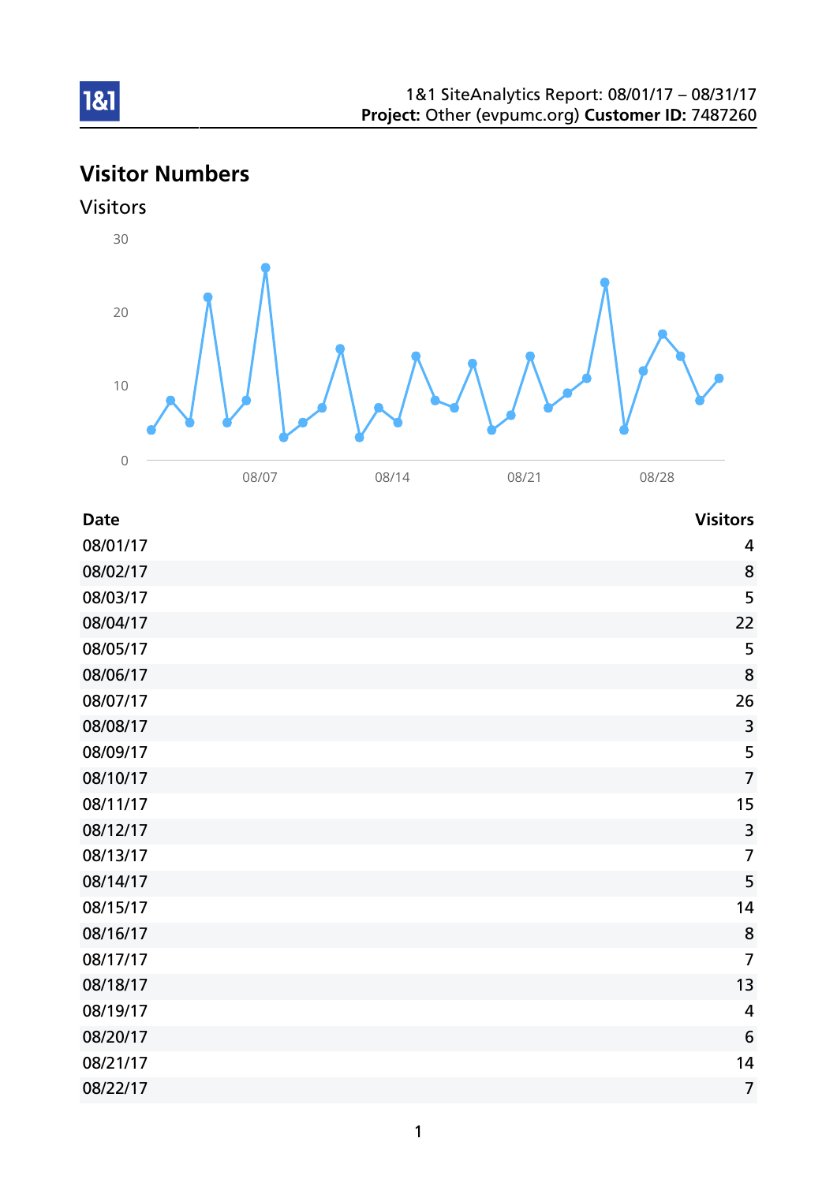1&1 SiteAnalytics Report: 08/01/17 – 08/31/17
**Project:** Other (evpumc.org) **Customer ID:** 7487260

# Visitor Numbers

## Visitors

| Date | Visitors |
|---|---|
| 08/01/17 | 4 |
| 08/02/17 | 8 |
| 08/03/17 | 5 |
| 08/04/17 | 22 |
| 08/05/17 | 5 |
| 08/06/17 | 8 |
| 08/07/17 | 26 |
| 08/08/17 | 3 |
| 08/09/17 | 5 |
| 08/10/17 | 7 |
| 08/11/17 | 15 |
| 08/12/17 | 3 |
| 08/13/17 | 7 |
| 08/14/17 | 5 |
| 08/15/17 | 14 |
| 08/16/17 | 8 |
| 08/17/17 | 7 |
| 08/18/17 | 13 |
| 08/19/17 | 4 |
| 08/20/17 | 6 |
| 08/21/17 | 14 |
| 08/22/17 | 7 |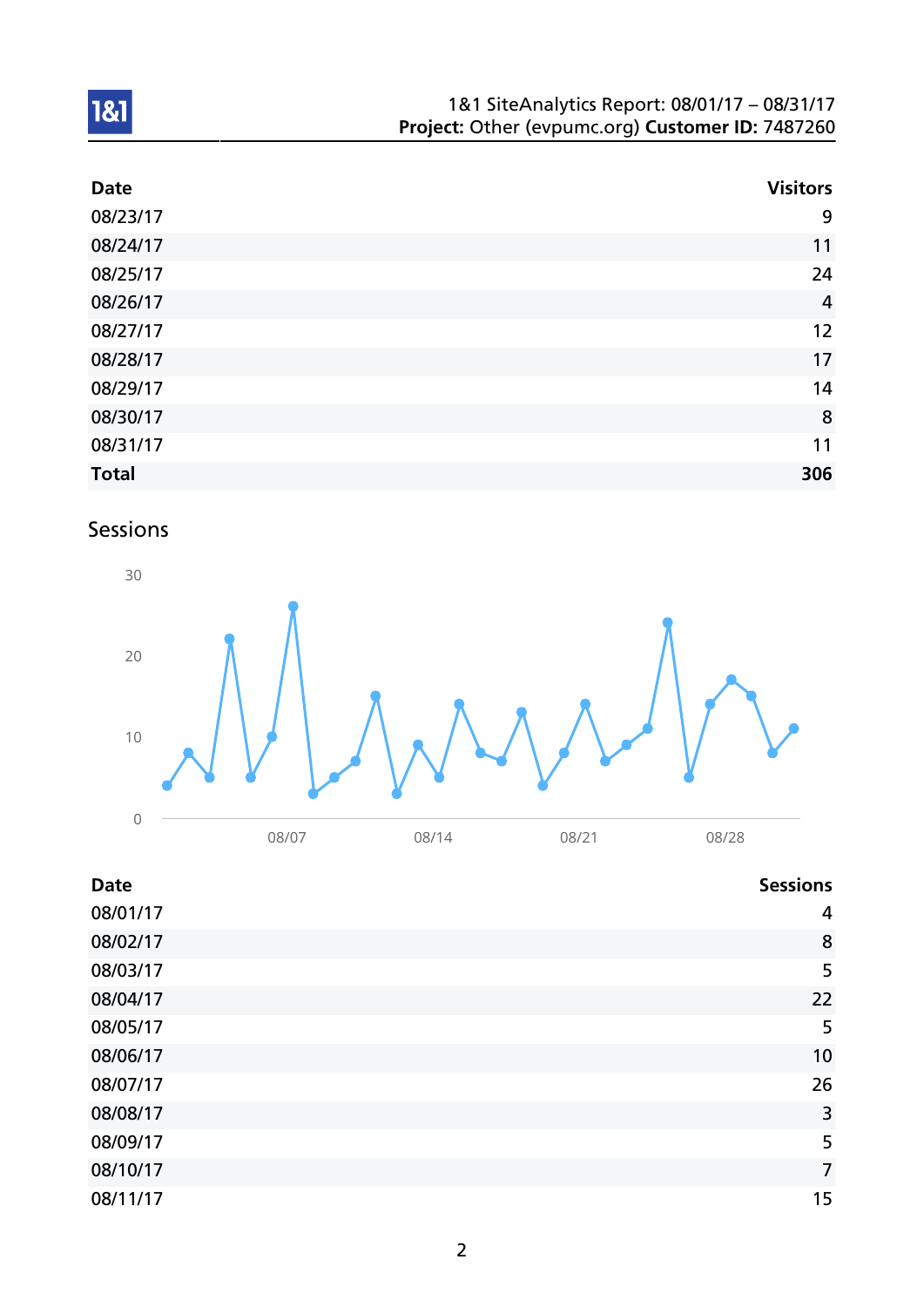| Date | Visitors |
|---|---|
| 08/23/17 | 9 |
| 08/24/17 | 11 |
| 08/25/17 | 24 |
| 08/26/17 | 4 |
| 08/27/17 | 12 |
| 08/28/17 | 17 |
| 08/29/17 | 14 |
| 08/30/17 | 8 |
| 08/31/17 | 11 |
| **Total** | **306** |

## Sessions

| Date | Sessions |
|---|---|
| 08/01/17 | 4 |
| 08/02/17 | 8 |
| 08/03/17 | 5 |
| 08/04/17 | 22 |
| 08/05/17 | 5 |
| 08/06/17 | 10 |
| 08/07/17 | 26 |
| 08/08/17 | 3 |
| 08/09/17 | 5 |
| 08/10/17 | 7 |
| 08/11/17 | 15 |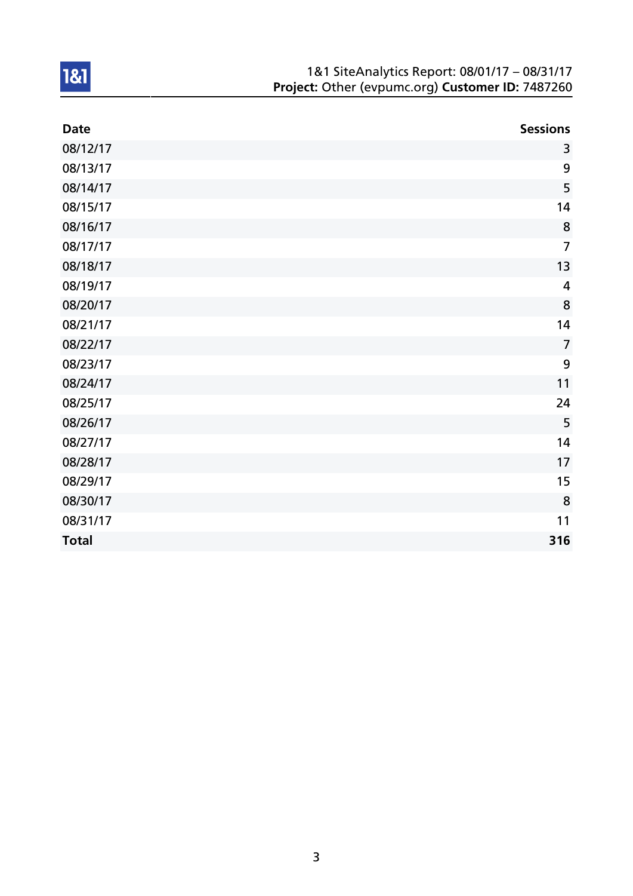| Date | Sessions |
| --- | ---: |
| 08/12/17 | 3 |
| 08/13/17 | 9 |
| 08/14/17 | 5 |
| 08/15/17 | 14 |
| 08/16/17 | 8 |
| 08/17/17 | 7 |
| 08/18/17 | 13 |
| 08/19/17 | 4 |
| 08/20/17 | 8 |
| 08/21/17 | 14 |
| 08/22/17 | 7 |
| 08/23/17 | 9 |
| 08/24/17 | 11 |
| 08/25/17 | 24 |
| 08/26/17 | 5 |
| 08/27/17 | 14 |
| 08/28/17 | 17 |
| 08/29/17 | 15 |
| 08/30/17 | 8 |
| 08/31/17 | 11 |
| **Total** | **316** |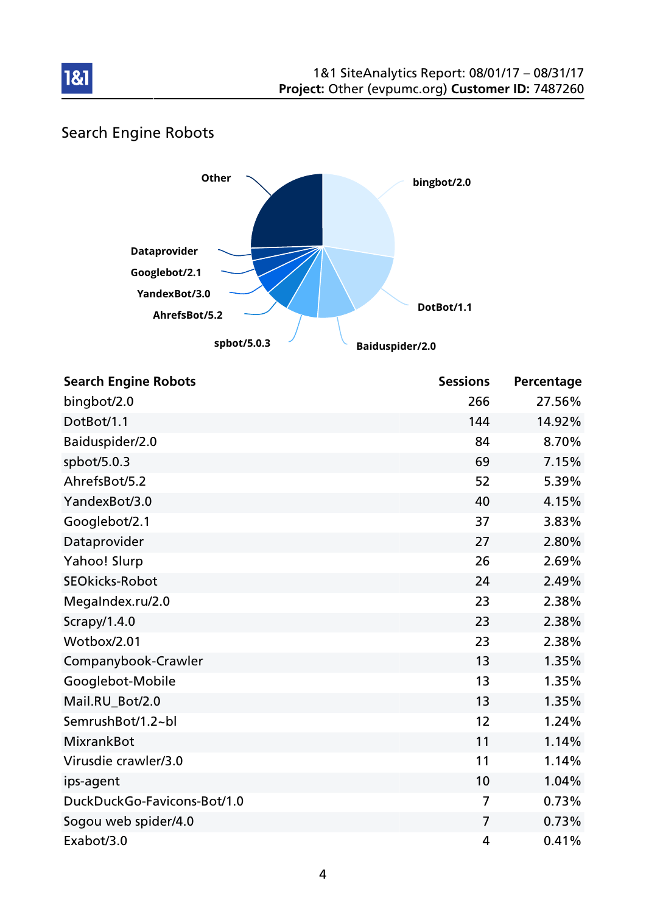## Search Engine Robots

| Search Engine Robots | Sessions | Percentage |
| --- | --- | --- |
| bingbot/2.0 | 266 | 27.56% |
| DotBot/1.1 | 144 | 14.92% |
| Baiduspider/2.0 | 84 | 8.70% |
| spbot/5.0.3 | 69 | 7.15% |
| AhrefsBot/5.2 | 52 | 5.39% |
| YandexBot/3.0 | 40 | 4.15% |
| Googlebot/2.1 | 37 | 3.83% |
| Dataprovider | 27 | 2.80% |
| Yahoo! Slurp | 26 | 2.69% |
| SEOkicks-Robot | 24 | 2.49% |
| MegaIndex.ru/2.0 | 23 | 2.38% |
| Scrapy/1.4.0 | 23 | 2.38% |
| Wotbox/2.01 | 23 | 2.38% |
| Companybook-Crawler | 13 | 1.35% |
| Googlebot-Mobile | 13 | 1.35% |
| Mail.RU_Bot/2.0 | 13 | 1.35% |
| SemrushBot/1.2~bl | 12 | 1.24% |
| MixrankBot | 11 | 1.14% |
| Virusdie crawler/3.0 | 11 | 1.14% |
| ips-agent | 10 | 1.04% |
| DuckDuckGo-Favicons-Bot/1.0 | 7 | 0.73% |
| Sogou web spider/4.0 | 7 | 0.73% |
| Exabot/3.0 | 4 | 0.41% |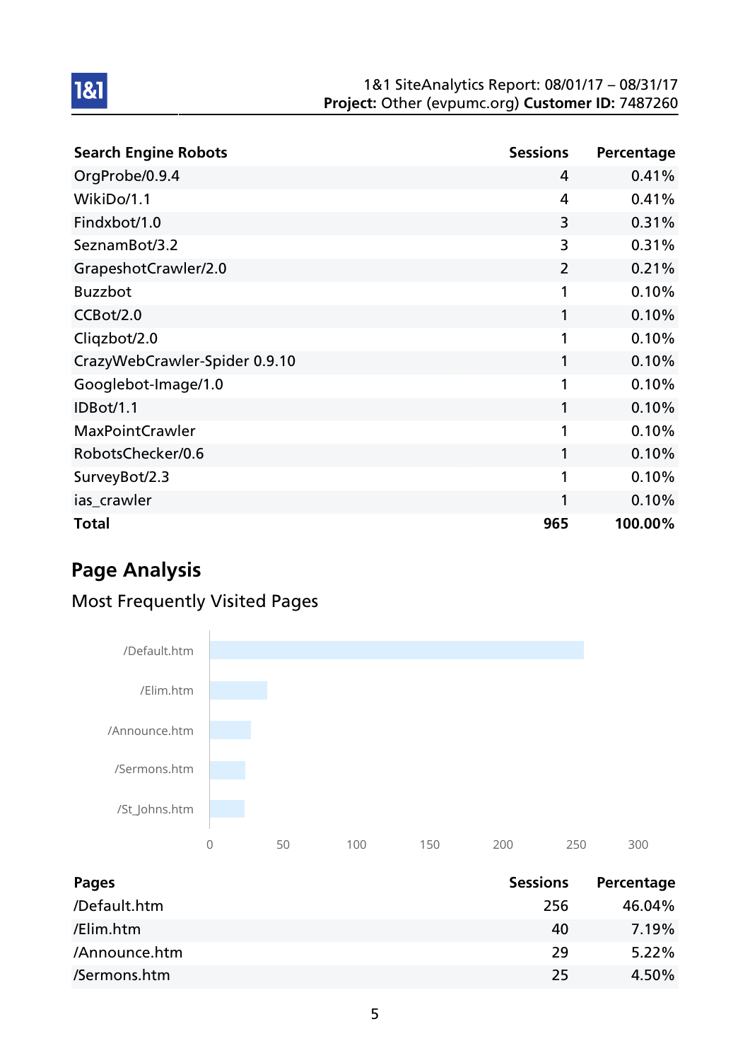| Search Engine Robots | Sessions | Percentage |
|---|---|---|
| OrgProbe/0.9.4 | 4 | 0.41% |
| WikiDo/1.1 | 4 | 0.41% |
| Findxbot/1.0 | 3 | 0.31% |
| SeznamBot/3.2 | 3 | 0.31% |
| GrapeshotCrawler/2.0 | 2 | 0.21% |
| Buzzbot | 1 | 0.10% |
| CCBot/2.0 | 1 | 0.10% |
| Cliqzbot/2.0 | 1 | 0.10% |
| CrazyWebCrawler-Spider 0.9.10 | 1 | 0.10% |
| Googlebot-Image/1.0 | 1 | 0.10% |
| IDBot/1.1 | 1 | 0.10% |
| MaxPointCrawler | 1 | 0.10% |
| RobotsChecker/0.6 | 1 | 0.10% |
| SurveyBot/2.3 | 1 | 0.10% |
| ias_crawler | 1 | 0.10% |
| **Total** | **965** | **100.00%** |

## Page Analysis

### Most Frequently Visited Pages

| Pages | Sessions | Percentage |
|---|---|---|
| /Default.htm | 256 | 46.04% |
| /Elim.htm | 40 | 7.19% |
| /Announce.htm | 29 | 5.22% |
| /Sermons.htm | 25 | 4.50% |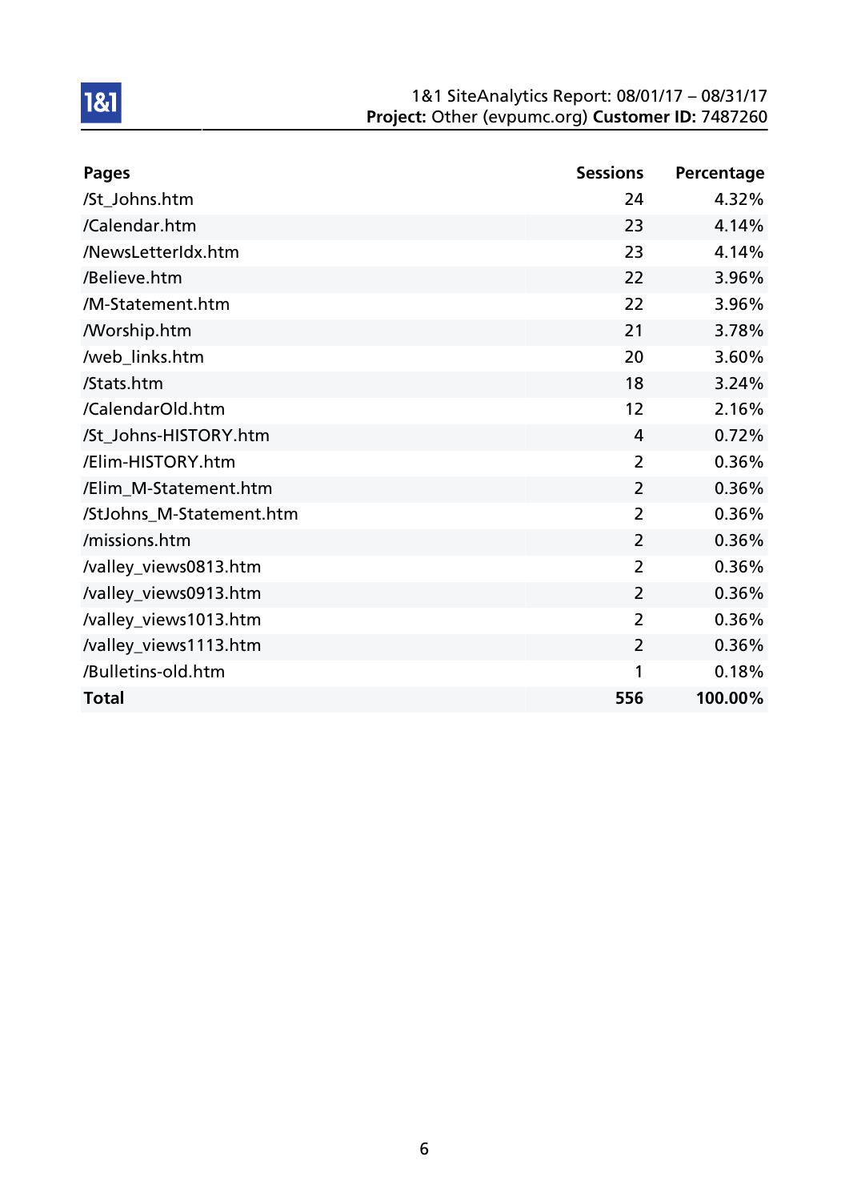1&1 SiteAnalytics Report: 08/01/17 – 08/31/17
**Project:** Other (evpumc.org) **Customer ID:** 7487260

| Pages | Sessions | Percentage |
| --- | --- | --- |
| /St_Johns.htm | 24 | 4.32% |
| /Calendar.htm | 23 | 4.14% |
| /NewsLetterIdx.htm | 23 | 4.14% |
| /Believe.htm | 22 | 3.96% |
| /M-Statement.htm | 22 | 3.96% |
| /Worship.htm | 21 | 3.78% |
| /web_links.htm | 20 | 3.60% |
| /Stats.htm | 18 | 3.24% |
| /CalendarOld.htm | 12 | 2.16% |
| /St_Johns-HISTORY.htm | 4 | 0.72% |
| /Elim-HISTORY.htm | 2 | 0.36% |
| /Elim_M-Statement.htm | 2 | 0.36% |
| /StJohns_M-Statement.htm | 2 | 0.36% |
| /missions.htm | 2 | 0.36% |
| /valley_views0813.htm | 2 | 0.36% |
| /valley_views0913.htm | 2 | 0.36% |
| /valley_views1013.htm | 2 | 0.36% |
| /valley_views1113.htm | 2 | 0.36% |
| /Bulletins-old.htm | 1 | 0.18% |
| **Total** | **556** | **100.00%** |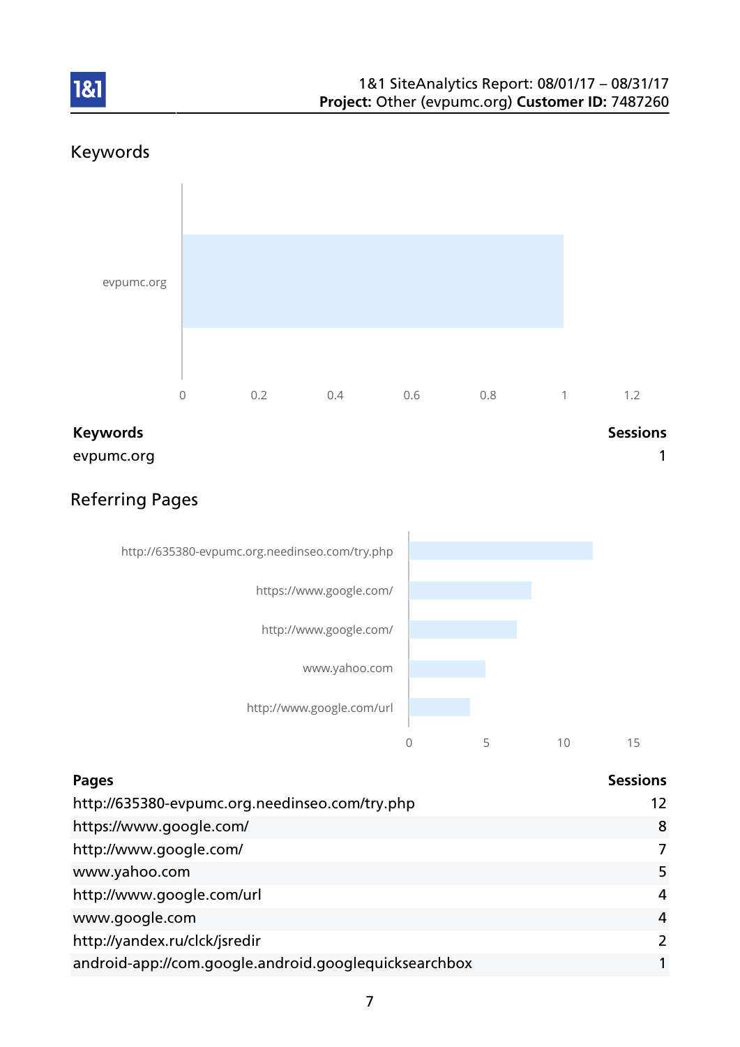## Keywords

| Keywords | Sessions |
|---|---|
| evpumc.org | 1 |

## Referring Pages

| Pages | Sessions |
|---|---|
| http://635380-evpumc.org.needinseo.com/try.php | 12 |
| https://www.google.com/ | 8 |
| http://www.google.com/ | 7 |
| www.yahoo.com | 5 |
| http://www.google.com/url | 4 |
| www.google.com | 4 |
| http://yandex.ru/clck/jsredir | 2 |
| android-app://com.google.android.googlequicksearchbox | 1 |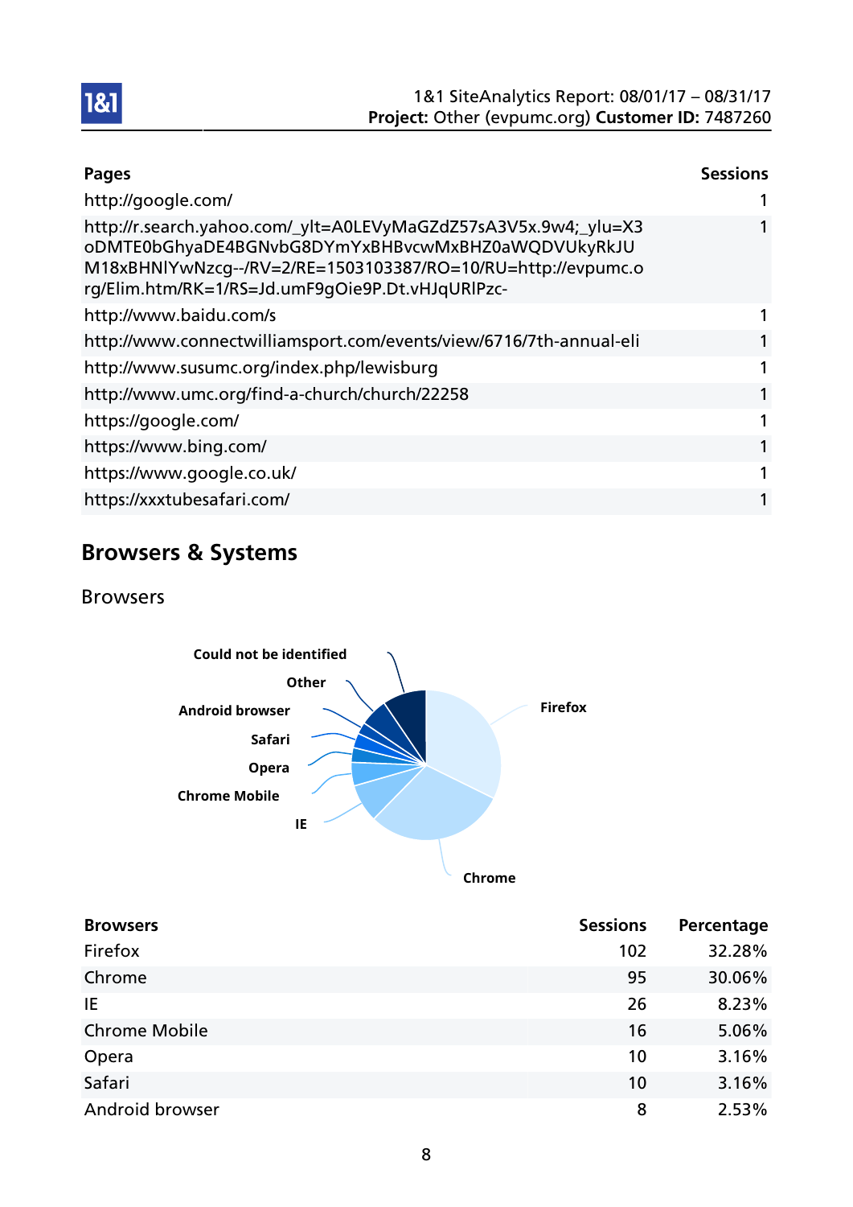| Pages | Sessions |
|---|---|
| http://google.com/ | 1 |
| http://r.search.yahoo.com/_ylt=A0LEVyMaGZdZ57sA3V5x.9w4;_ylu=X3oDMTE0bGhyaDE4BGNvbG8DYmYxBHBvcwMxBHZ0aWQDVUkyRkJUM18xBHNlYwNzcg--/RV=2/RE=1503103387/RO=10/RU=http://evpumc.org/Elim.htm/RK=1/RS=Jd.umF9gOie9P.Dt.vHJqURlPzc- | 1 |
| http://www.baidu.com/s | 1 |
| http://www.connectwilliamsport.com/events/view/6716/7th-annual-eli | 1 |
| http://www.susumc.org/index.php/lewisburg | 1 |
| http://www.umc.org/find-a-church/church/22258 | 1 |
| https://google.com/ | 1 |
| https://www.bing.com/ | 1 |
| https://www.google.co.uk/ | 1 |
| https://xxxtubesafari.com/ | 1 |

## Browsers & Systems

### Browsers

| Browsers | Sessions | Percentage |
|---|---|---|
| Firefox | 102 | 32.28% |
| Chrome | 95 | 30.06% |
| IE | 26 | 8.23% |
| Chrome Mobile | 16 | 5.06% |
| Opera | 10 | 3.16% |
| Safari | 10 | 3.16% |
| Android browser | 8 | 2.53% |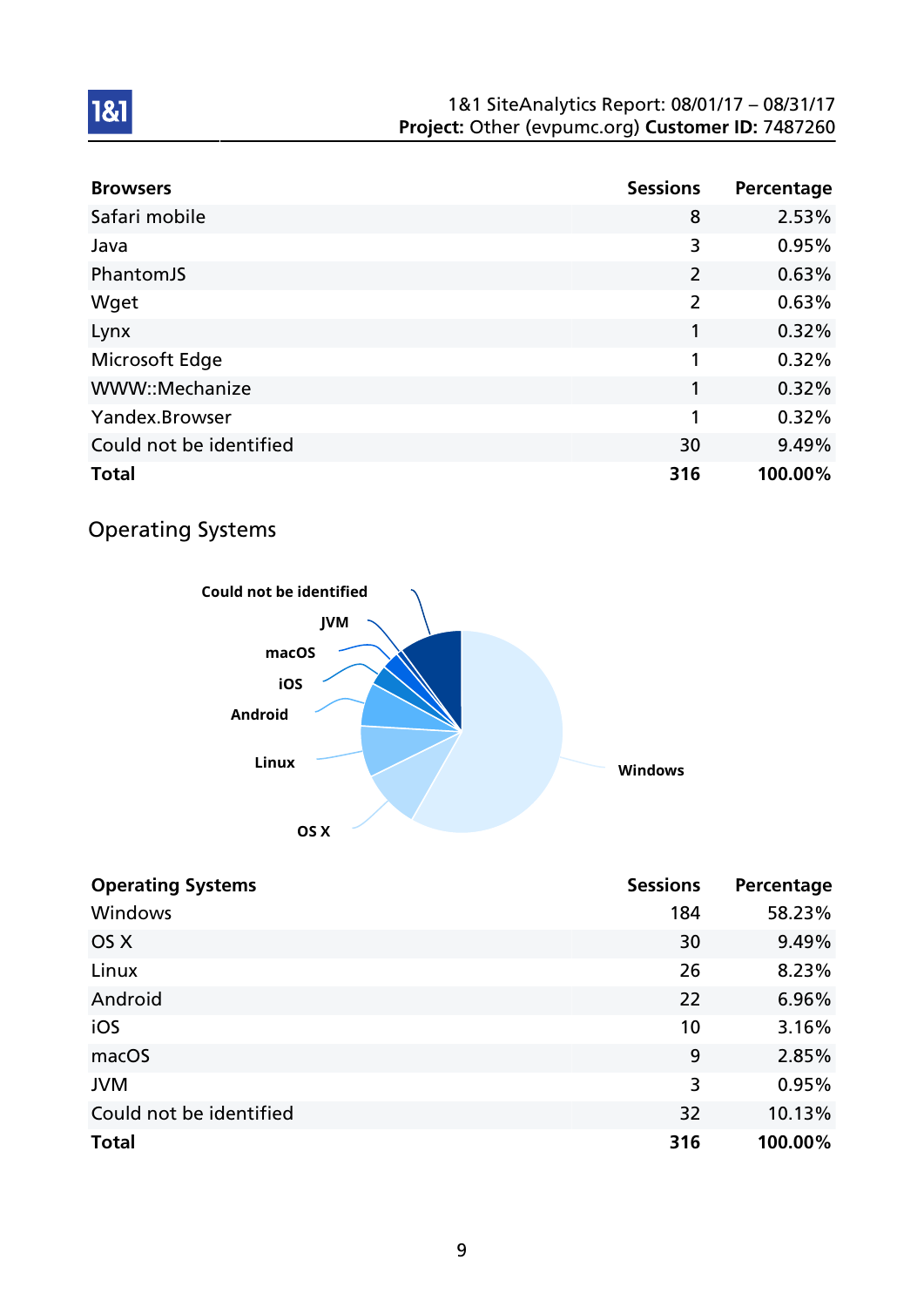| Browsers | Sessions | Percentage |
|---|---|---|
| Safari mobile | 8 | 2.53% |
| Java | 3 | 0.95% |
| PhantomJS | 2 | 0.63% |
| Wget | 2 | 0.63% |
| Lynx | 1 | 0.32% |
| Microsoft Edge | 1 | 0.32% |
| WWW::Mechanize | 1 | 0.32% |
| Yandex.Browser | 1 | 0.32% |
| Could not be identified | 30 | 9.49% |
| **Total** | **316** | **100.00%** |

## Operating Systems

| Operating Systems | Sessions | Percentage |
|---|---|---|
| Windows | 184 | 58.23% |
| OS X | 30 | 9.49% |
| Linux | 26 | 8.23% |
| Android | 22 | 6.96% |
| iOS | 10 | 3.16% |
| macOS | 9 | 2.85% |
| JVM | 3 | 0.95% |
| Could not be identified | 32 | 10.13% |
| **Total** | **316** | **100.00%** |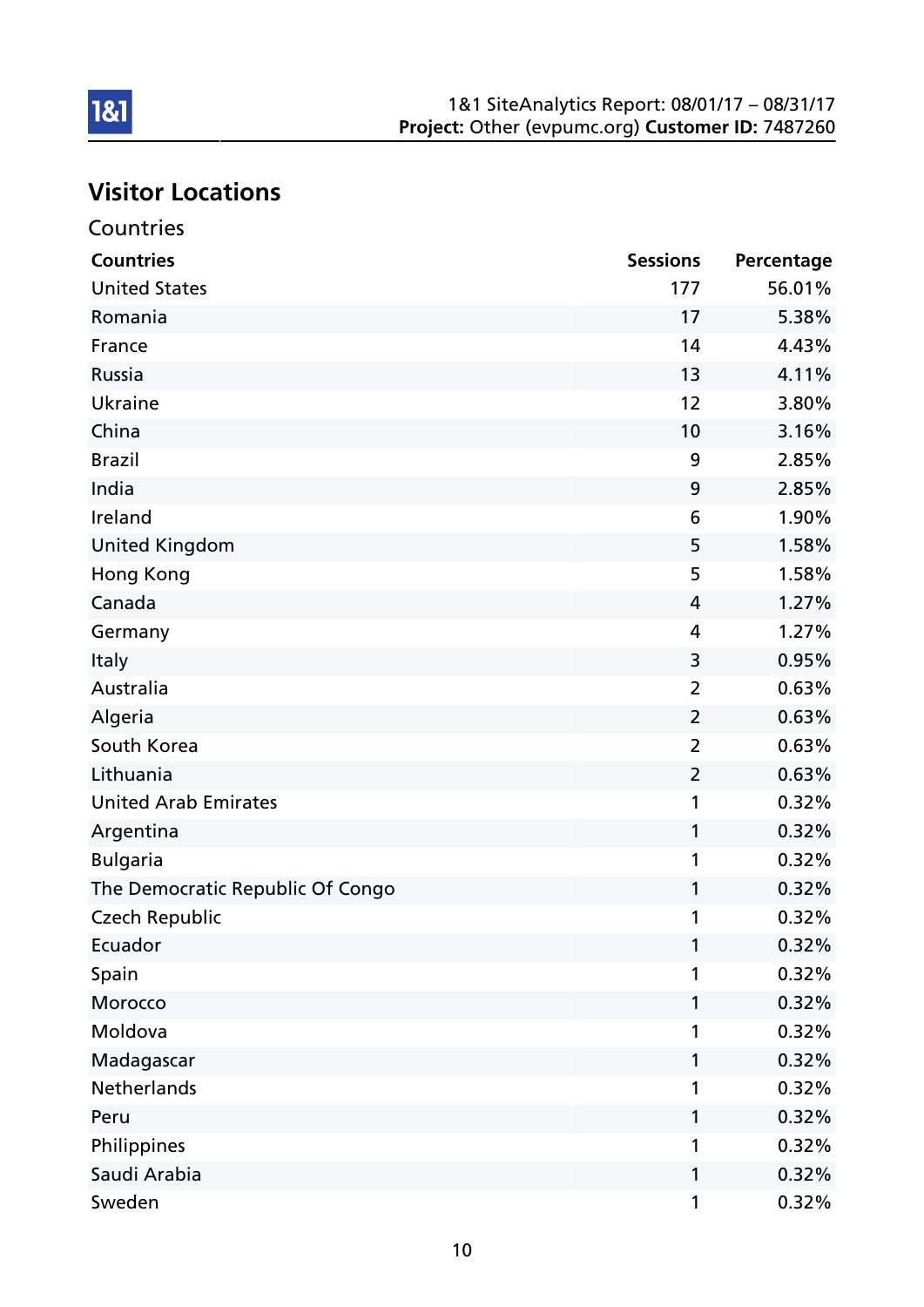## Visitor Locations

### Countries

| Countries | Sessions | Percentage |
|---|---|---|
| United States | 177 | 56.01% |
| Romania | 17 | 5.38% |
| France | 14 | 4.43% |
| Russia | 13 | 4.11% |
| Ukraine | 12 | 3.80% |
| China | 10 | 3.16% |
| Brazil | 9 | 2.85% |
| India | 9 | 2.85% |
| Ireland | 6 | 1.90% |
| United Kingdom | 5 | 1.58% |
| Hong Kong | 5 | 1.58% |
| Canada | 4 | 1.27% |
| Germany | 4 | 1.27% |
| Italy | 3 | 0.95% |
| Australia | 2 | 0.63% |
| Algeria | 2 | 0.63% |
| South Korea | 2 | 0.63% |
| Lithuania | 2 | 0.63% |
| United Arab Emirates | 1 | 0.32% |
| Argentina | 1 | 0.32% |
| Bulgaria | 1 | 0.32% |
| The Democratic Republic Of Congo | 1 | 0.32% |
| Czech Republic | 1 | 0.32% |
| Ecuador | 1 | 0.32% |
| Spain | 1 | 0.32% |
| Morocco | 1 | 0.32% |
| Moldova | 1 | 0.32% |
| Madagascar | 1 | 0.32% |
| Netherlands | 1 | 0.32% |
| Peru | 1 | 0.32% |
| Philippines | 1 | 0.32% |
| Saudi Arabia | 1 | 0.32% |
| Sweden | 1 | 0.32% |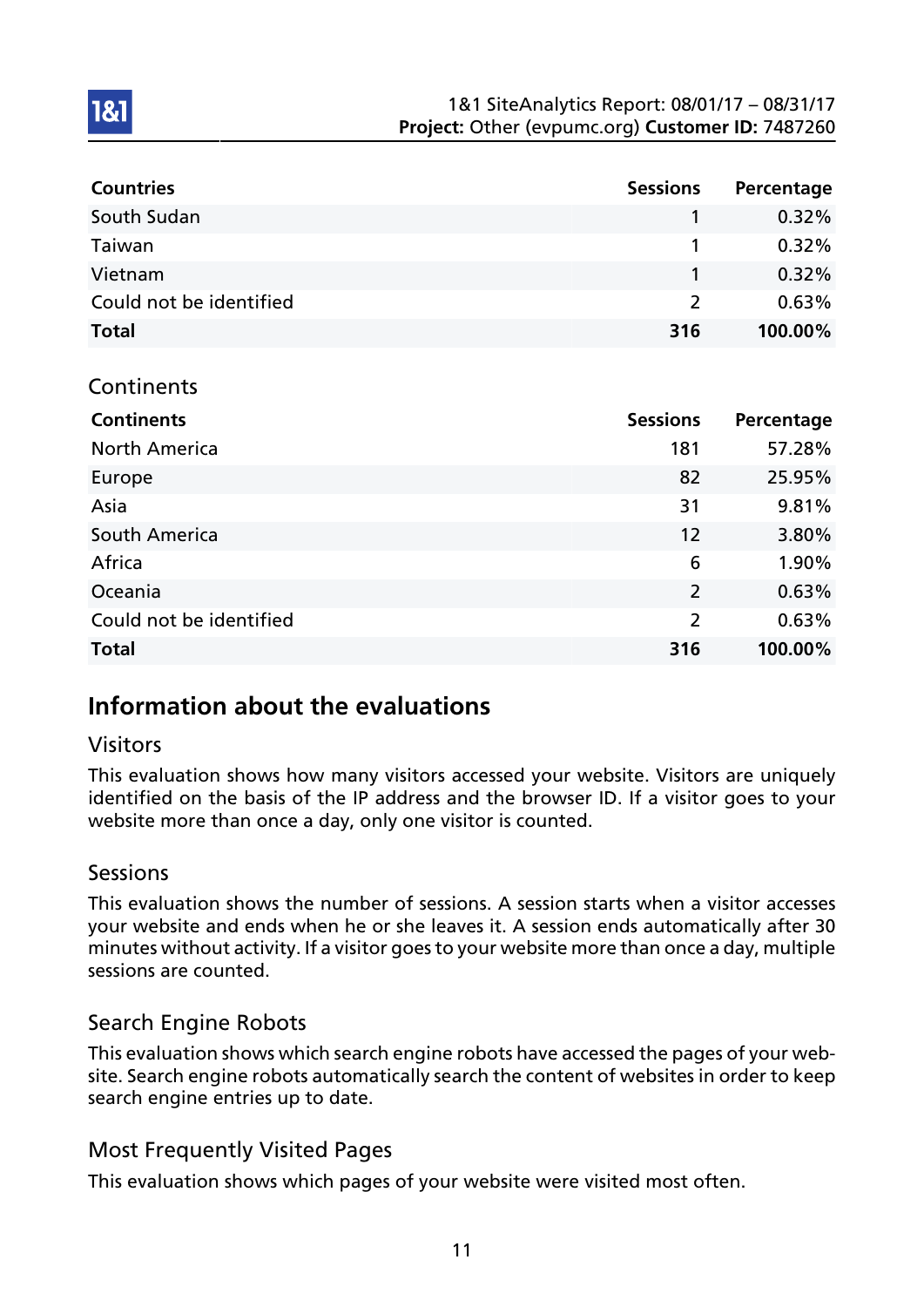| Countries | Sessions | Percentage |
|---|---|---|
| South Sudan | 1 | 0.32% |
| Taiwan | 1 | 0.32% |
| Vietnam | 1 | 0.32% |
| Could not be identified | 2 | 0.63% |
| **Total** | **316** | **100.00%** |

## Continents

| Continents | Sessions | Percentage |
|---|---|---|
| North America | 181 | 57.28% |
| Europe | 82 | 25.95% |
| Asia | 31 | 9.81% |
| South America | 12 | 3.80% |
| Africa | 6 | 1.90% |
| Oceania | 2 | 0.63% |
| Could not be identified | 2 | 0.63% |
| **Total** | **316** | **100.00%** |

# Information about the evaluations

## Visitors

This evaluation shows how many visitors accessed your website. Visitors are uniquely identified on the basis of the IP address and the browser ID. If a visitor goes to your website more than once a day, only one visitor is counted.

## Sessions

This evaluation shows the number of sessions. A session starts when a visitor accesses your website and ends when he or she leaves it. A session ends automatically after 30 minutes without activity. If a visitor goes to your website more than once a day, multiple sessions are counted.

## Search Engine Robots

This evaluation shows which search engine robots have accessed the pages of your website. Search engine robots automatically search the content of websites in order to keep search engine entries up to date.

## Most Frequently Visited Pages

This evaluation shows which pages of your website were visited most often.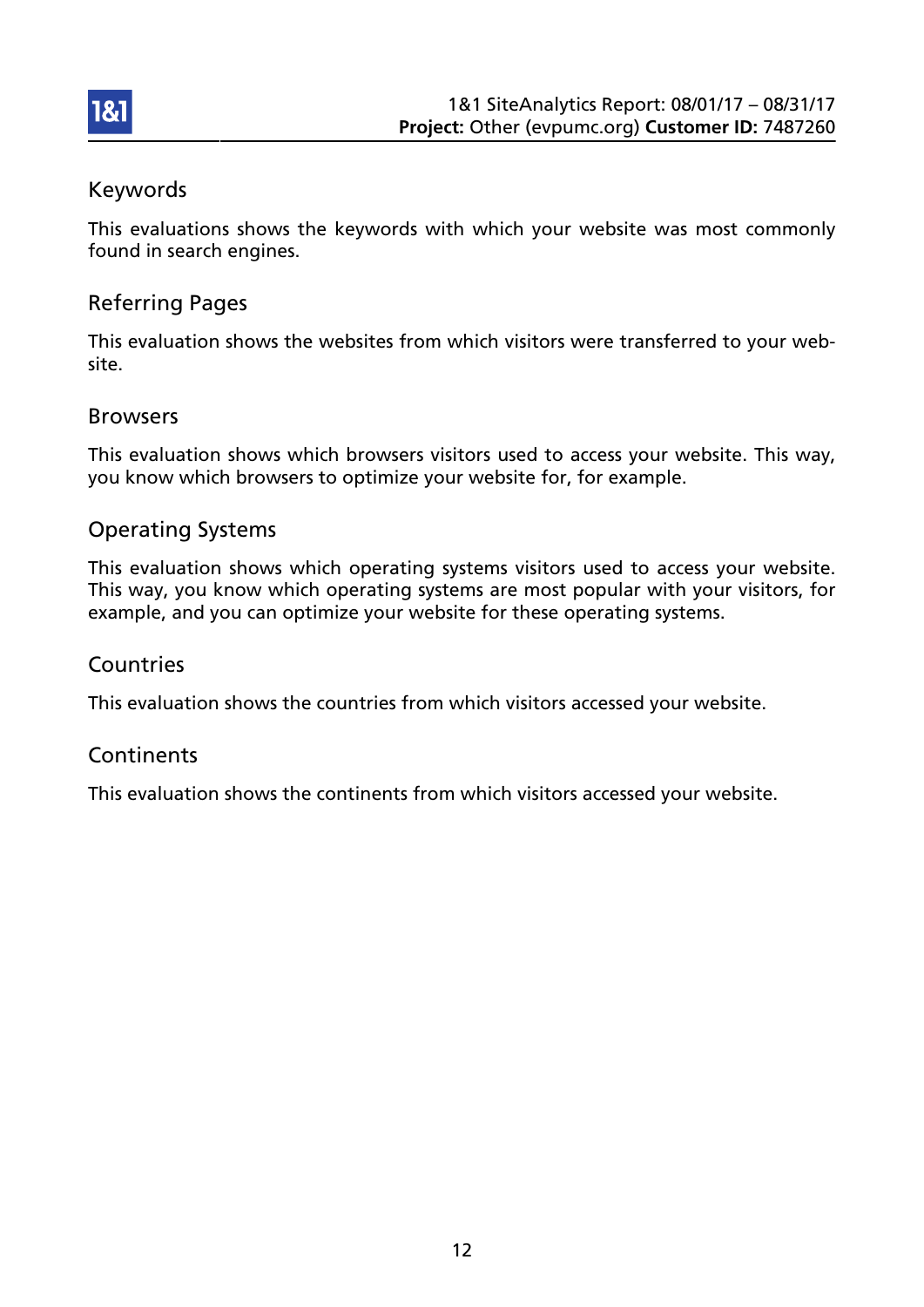## Keywords

This evaluations shows the keywords with which your website was most commonly found in search engines.

## Referring Pages

This evaluation shows the websites from which visitors were transferred to your website.

## Browsers

This evaluation shows which browsers visitors used to access your website. This way, you know which browsers to optimize your website for, for example.

## Operating Systems

This evaluation shows which operating systems visitors used to access your website. This way, you know which operating systems are most popular with your visitors, for example, and you can optimize your website for these operating systems.

## Countries

This evaluation shows the countries from which visitors accessed your website.

## Continents

This evaluation shows the continents from which visitors accessed your website.